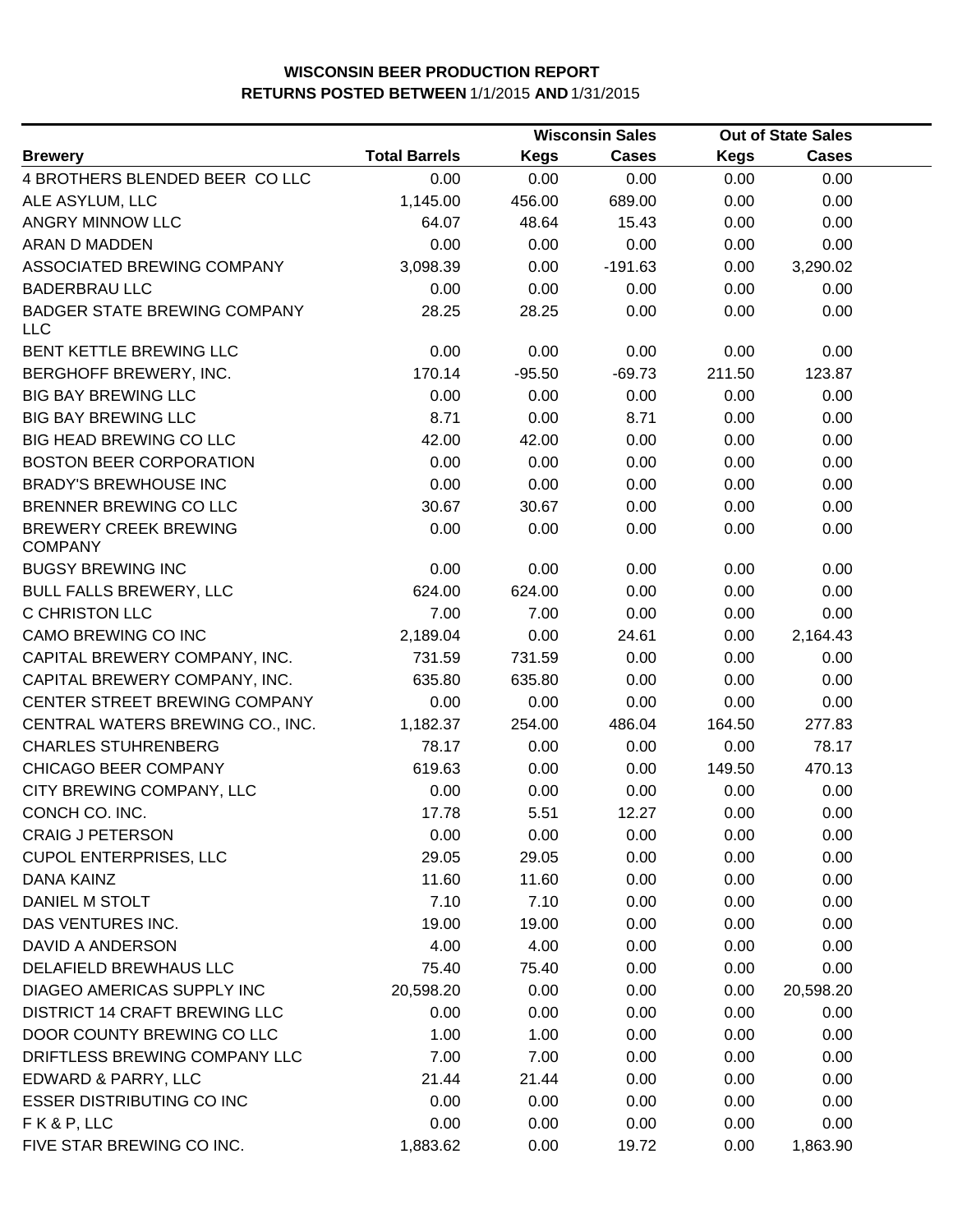# WISCONSIN BEER PRODUCTION REPORT

## RETURNS POSTED BETWEEN 1/1/2015 AND 1/31/2015

| Brewery | Total Barrels | Wisconsin Sales | | Out of State Sales | |
|---|---|---|---|---|---|
| | | Kegs | Cases | Kegs | Cases |
| 4 BROTHERS BLENDED BEER CO LLC | 0.00 | 0.00 | 0.00 | 0.00 | 0.00 |
| ALE ASYLUM, LLC | 1,145.00 | 456.00 | 689.00 | 0.00 | 0.00 |
| ANGRY MINNOW LLC | 64.07 | 48.64 | 15.43 | 0.00 | 0.00 |
| ARAN D MADDEN | 0.00 | 0.00 | 0.00 | 0.00 | 0.00 |
| ASSOCIATED BREWING COMPANY | 3,098.39 | 0.00 | -191.63 | 0.00 | 3,290.02 |
| BADERBRAU LLC | 0.00 | 0.00 | 0.00 | 0.00 | 0.00 |
| BADGER STATE BREWING COMPANY LLC | 28.25 | 28.25 | 0.00 | 0.00 | 0.00 |
| BENT KETTLE BREWING LLC | 0.00 | 0.00 | 0.00 | 0.00 | 0.00 |
| BERGHOFF BREWERY, INC. | 170.14 | -95.50 | -69.73 | 211.50 | 123.87 |
| BIG BAY BREWING LLC | 0.00 | 0.00 | 0.00 | 0.00 | 0.00 |
| BIG BAY BREWING LLC | 8.71 | 0.00 | 8.71 | 0.00 | 0.00 |
| BIG HEAD BREWING CO LLC | 42.00 | 42.00 | 0.00 | 0.00 | 0.00 |
| BOSTON BEER CORPORATION | 0.00 | 0.00 | 0.00 | 0.00 | 0.00 |
| BRADY'S BREWHOUSE INC | 0.00 | 0.00 | 0.00 | 0.00 | 0.00 |
| BRENNER BREWING CO LLC | 30.67 | 30.67 | 0.00 | 0.00 | 0.00 |
| BREWERY CREEK BREWING COMPANY | 0.00 | 0.00 | 0.00 | 0.00 | 0.00 |
| BUGSY BREWING INC | 0.00 | 0.00 | 0.00 | 0.00 | 0.00 |
| BULL FALLS BREWERY, LLC | 624.00 | 624.00 | 0.00 | 0.00 | 0.00 |
| C CHRISTON LLC | 7.00 | 7.00 | 0.00 | 0.00 | 0.00 |
| CAMO BREWING CO INC | 2,189.04 | 0.00 | 24.61 | 0.00 | 2,164.43 |
| CAPITAL BREWERY COMPANY, INC. | 731.59 | 731.59 | 0.00 | 0.00 | 0.00 |
| CAPITAL BREWERY COMPANY, INC. | 635.80 | 635.80 | 0.00 | 0.00 | 0.00 |
| CENTER STREET BREWING COMPANY | 0.00 | 0.00 | 0.00 | 0.00 | 0.00 |
| CENTRAL WATERS BREWING CO., INC. | 1,182.37 | 254.00 | 486.04 | 164.50 | 277.83 |
| CHARLES STUHRENBERG | 78.17 | 0.00 | 0.00 | 0.00 | 78.17 |
| CHICAGO BEER COMPANY | 619.63 | 0.00 | 0.00 | 149.50 | 470.13 |
| CITY BREWING COMPANY, LLC | 0.00 | 0.00 | 0.00 | 0.00 | 0.00 |
| CONCH CO. INC. | 17.78 | 5.51 | 12.27 | 0.00 | 0.00 |
| CRAIG J PETERSON | 0.00 | 0.00 | 0.00 | 0.00 | 0.00 |
| CUPOL ENTERPRISES, LLC | 29.05 | 29.05 | 0.00 | 0.00 | 0.00 |
| DANA KAINZ | 11.60 | 11.60 | 0.00 | 0.00 | 0.00 |
| DANIEL M STOLT | 7.10 | 7.10 | 0.00 | 0.00 | 0.00 |
| DAS VENTURES INC. | 19.00 | 19.00 | 0.00 | 0.00 | 0.00 |
| DAVID A ANDERSON | 4.00 | 4.00 | 0.00 | 0.00 | 0.00 |
| DELAFIELD BREWHAUS LLC | 75.40 | 75.40 | 0.00 | 0.00 | 0.00 |
| DIAGEO AMERICAS SUPPLY INC | 20,598.20 | 0.00 | 0.00 | 0.00 | 20,598.20 |
| DISTRICT 14 CRAFT BREWING LLC | 0.00 | 0.00 | 0.00 | 0.00 | 0.00 |
| DOOR COUNTY BREWING CO LLC | 1.00 | 1.00 | 0.00 | 0.00 | 0.00 |
| DRIFTLESS BREWING COMPANY LLC | 7.00 | 7.00 | 0.00 | 0.00 | 0.00 |
| EDWARD & PARRY, LLC | 21.44 | 21.44 | 0.00 | 0.00 | 0.00 |
| ESSER DISTRIBUTING CO INC | 0.00 | 0.00 | 0.00 | 0.00 | 0.00 |
| F K & P, LLC | 0.00 | 0.00 | 0.00 | 0.00 | 0.00 |
| FIVE STAR BREWING CO INC. | 1,883.62 | 0.00 | 19.72 | 0.00 | 1,863.90 |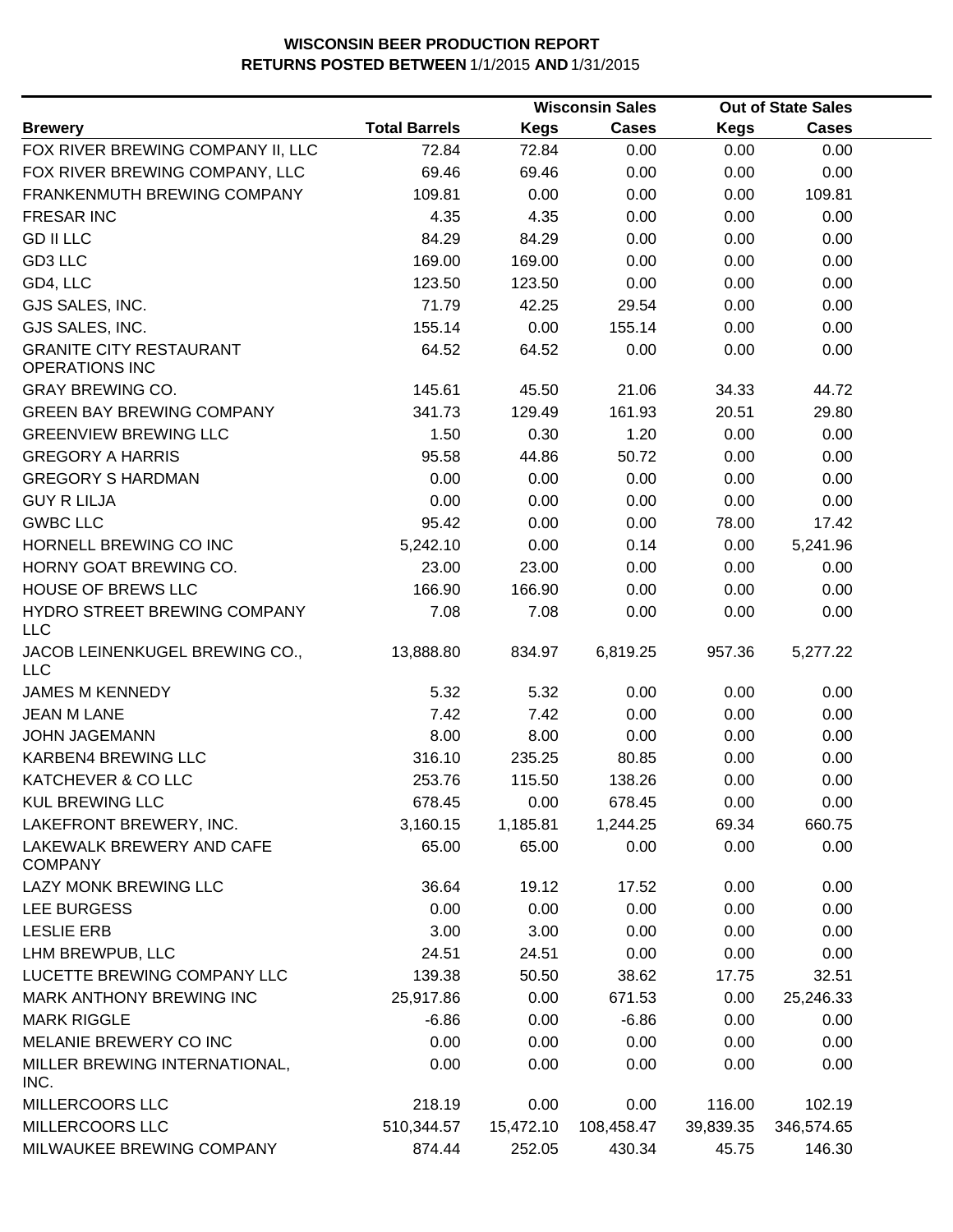**WISCONSIN BEER PRODUCTION REPORT**
**RETURNS POSTED BETWEEN 1/1/2015 AND 1/31/2015**

| | | Wisconsin Sales | | Out of State Sales | |
|---|---|---|---|---|---|
| **Brewery** | **Total Barrels** | **Kegs** | **Cases** | **Kegs** | **Cases** |
| FOX RIVER BREWING COMPANY II, LLC | 72.84 | 72.84 | 0.00 | 0.00 | 0.00 |
| FOX RIVER BREWING COMPANY, LLC | 69.46 | 69.46 | 0.00 | 0.00 | 0.00 |
| FRANKENMUTH BREWING COMPANY | 109.81 | 0.00 | 0.00 | 0.00 | 109.81 |
| FRESAR INC | 4.35 | 4.35 | 0.00 | 0.00 | 0.00 |
| GD II LLC | 84.29 | 84.29 | 0.00 | 0.00 | 0.00 |
| GD3 LLC | 169.00 | 169.00 | 0.00 | 0.00 | 0.00 |
| GD4, LLC | 123.50 | 123.50 | 0.00 | 0.00 | 0.00 |
| GJS SALES, INC. | 71.79 | 42.25 | 29.54 | 0.00 | 0.00 |
| GJS SALES, INC. | 155.14 | 0.00 | 155.14 | 0.00 | 0.00 |
| GRANITE CITY RESTAURANT OPERATIONS INC | 64.52 | 64.52 | 0.00 | 0.00 | 0.00 |
| GRAY BREWING CO. | 145.61 | 45.50 | 21.06 | 34.33 | 44.72 |
| GREEN BAY BREWING COMPANY | 341.73 | 129.49 | 161.93 | 20.51 | 29.80 |
| GREENVIEW BREWING LLC | 1.50 | 0.30 | 1.20 | 0.00 | 0.00 |
| GREGORY A HARRIS | 95.58 | 44.86 | 50.72 | 0.00 | 0.00 |
| GREGORY S HARDMAN | 0.00 | 0.00 | 0.00 | 0.00 | 0.00 |
| GUY R LILJA | 0.00 | 0.00 | 0.00 | 0.00 | 0.00 |
| GWBC LLC | 95.42 | 0.00 | 0.00 | 78.00 | 17.42 |
| HORNELL BREWING CO INC | 5,242.10 | 0.00 | 0.14 | 0.00 | 5,241.96 |
| HORNY GOAT BREWING CO. | 23.00 | 23.00 | 0.00 | 0.00 | 0.00 |
| HOUSE OF BREWS LLC | 166.90 | 166.90 | 0.00 | 0.00 | 0.00 |
| HYDRO STREET BREWING COMPANY LLC | 7.08 | 7.08 | 0.00 | 0.00 | 0.00 |
| JACOB LEINENKUGEL BREWING CO., LLC | 13,888.80 | 834.97 | 6,819.25 | 957.36 | 5,277.22 |
| JAMES M KENNEDY | 5.32 | 5.32 | 0.00 | 0.00 | 0.00 |
| JEAN M LANE | 7.42 | 7.42 | 0.00 | 0.00 | 0.00 |
| JOHN JAGEMANN | 8.00 | 8.00 | 0.00 | 0.00 | 0.00 |
| KARBEN4 BREWING LLC | 316.10 | 235.25 | 80.85 | 0.00 | 0.00 |
| KATCHEVER & CO LLC | 253.76 | 115.50 | 138.26 | 0.00 | 0.00 |
| KUL BREWING LLC | 678.45 | 0.00 | 678.45 | 0.00 | 0.00 |
| LAKEFRONT BREWERY, INC. | 3,160.15 | 1,185.81 | 1,244.25 | 69.34 | 660.75 |
| LAKEWALK BREWERY AND CAFE COMPANY | 65.00 | 65.00 | 0.00 | 0.00 | 0.00 |
| LAZY MONK BREWING LLC | 36.64 | 19.12 | 17.52 | 0.00 | 0.00 |
| LEE BURGESS | 0.00 | 0.00 | 0.00 | 0.00 | 0.00 |
| LESLIE ERB | 3.00 | 3.00 | 0.00 | 0.00 | 0.00 |
| LHM BREWPUB, LLC | 24.51 | 24.51 | 0.00 | 0.00 | 0.00 |
| LUCETTE BREWING COMPANY LLC | 139.38 | 50.50 | 38.62 | 17.75 | 32.51 |
| MARK ANTHONY BREWING INC | 25,917.86 | 0.00 | 671.53 | 0.00 | 25,246.33 |
| MARK RIGGLE | -6.86 | 0.00 | -6.86 | 0.00 | 0.00 |
| MELANIE BREWERY CO INC | 0.00 | 0.00 | 0.00 | 0.00 | 0.00 |
| MILLER BREWING INTERNATIONAL, INC. | 0.00 | 0.00 | 0.00 | 0.00 | 0.00 |
| MILLERCOORS LLC | 218.19 | 0.00 | 0.00 | 116.00 | 102.19 |
| MILLERCOORS LLC | 510,344.57 | 15,472.10 | 108,458.47 | 39,839.35 | 346,574.65 |
| MILWAUKEE BREWING COMPANY | 874.44 | 252.05 | 430.34 | 45.75 | 146.30 |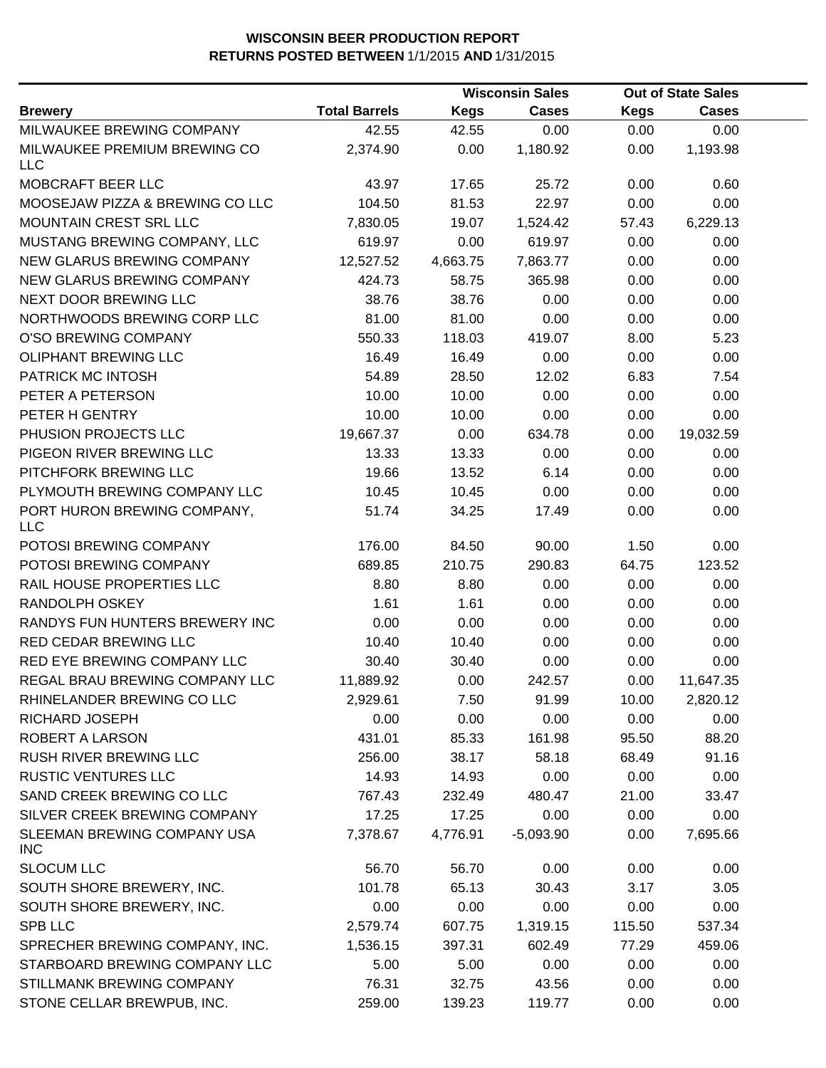# WISCONSIN BEER PRODUCTION REPORT
## RETURNS POSTED BETWEEN 1/1/2015 AND 1/31/2015

| | | Wisconsin Sales | | Out of State Sales | |
|---|---|---|---|---|---|
| **Brewery** | **Total Barrels** | **Kegs** | **Cases** | **Kegs** | **Cases** |
| MILWAUKEE BREWING COMPANY | 42.55 | 42.55 | 0.00 | 0.00 | 0.00 |
| MILWAUKEE PREMIUM BREWING CO LLC | 2,374.90 | 0.00 | 1,180.92 | 0.00 | 1,193.98 |
| MOBCRAFT BEER LLC | 43.97 | 17.65 | 25.72 | 0.00 | 0.60 |
| MOOSEJAW PIZZA & BREWING CO LLC | 104.50 | 81.53 | 22.97 | 0.00 | 0.00 |
| MOUNTAIN CREST SRL LLC | 7,830.05 | 19.07 | 1,524.42 | 57.43 | 6,229.13 |
| MUSTANG BREWING COMPANY, LLC | 619.97 | 0.00 | 619.97 | 0.00 | 0.00 |
| NEW GLARUS BREWING COMPANY | 12,527.52 | 4,663.75 | 7,863.77 | 0.00 | 0.00 |
| NEW GLARUS BREWING COMPANY | 424.73 | 58.75 | 365.98 | 0.00 | 0.00 |
| NEXT DOOR BREWING LLC | 38.76 | 38.76 | 0.00 | 0.00 | 0.00 |
| NORTHWOODS BREWING CORP LLC | 81.00 | 81.00 | 0.00 | 0.00 | 0.00 |
| O'SO BREWING COMPANY | 550.33 | 118.03 | 419.07 | 8.00 | 5.23 |
| OLIPHANT BREWING LLC | 16.49 | 16.49 | 0.00 | 0.00 | 0.00 |
| PATRICK MC INTOSH | 54.89 | 28.50 | 12.02 | 6.83 | 7.54 |
| PETER A PETERSON | 10.00 | 10.00 | 0.00 | 0.00 | 0.00 |
| PETER H GENTRY | 10.00 | 10.00 | 0.00 | 0.00 | 0.00 |
| PHUSION PROJECTS LLC | 19,667.37 | 0.00 | 634.78 | 0.00 | 19,032.59 |
| PIGEON RIVER BREWING LLC | 13.33 | 13.33 | 0.00 | 0.00 | 0.00 |
| PITCHFORK BREWING LLC | 19.66 | 13.52 | 6.14 | 0.00 | 0.00 |
| PLYMOUTH BREWING COMPANY LLC | 10.45 | 10.45 | 0.00 | 0.00 | 0.00 |
| PORT HURON BREWING COMPANY, LLC | 51.74 | 34.25 | 17.49 | 0.00 | 0.00 |
| POTOSI BREWING COMPANY | 176.00 | 84.50 | 90.00 | 1.50 | 0.00 |
| POTOSI BREWING COMPANY | 689.85 | 210.75 | 290.83 | 64.75 | 123.52 |
| RAIL HOUSE PROPERTIES LLC | 8.80 | 8.80 | 0.00 | 0.00 | 0.00 |
| RANDOLPH OSKEY | 1.61 | 1.61 | 0.00 | 0.00 | 0.00 |
| RANDYS FUN HUNTERS BREWERY INC | 0.00 | 0.00 | 0.00 | 0.00 | 0.00 |
| RED CEDAR BREWING LLC | 10.40 | 10.40 | 0.00 | 0.00 | 0.00 |
| RED EYE BREWING COMPANY LLC | 30.40 | 30.40 | 0.00 | 0.00 | 0.00 |
| REGAL BRAU BREWING COMPANY LLC | 11,889.92 | 0.00 | 242.57 | 0.00 | 11,647.35 |
| RHINELANDER BREWING CO LLC | 2,929.61 | 7.50 | 91.99 | 10.00 | 2,820.12 |
| RICHARD JOSEPH | 0.00 | 0.00 | 0.00 | 0.00 | 0.00 |
| ROBERT A LARSON | 431.01 | 85.33 | 161.98 | 95.50 | 88.20 |
| RUSH RIVER BREWING LLC | 256.00 | 38.17 | 58.18 | 68.49 | 91.16 |
| RUSTIC VENTURES LLC | 14.93 | 14.93 | 0.00 | 0.00 | 0.00 |
| SAND CREEK BREWING CO LLC | 767.43 | 232.49 | 480.47 | 21.00 | 33.47 |
| SILVER CREEK BREWING COMPANY | 17.25 | 17.25 | 0.00 | 0.00 | 0.00 |
| SLEEMAN BREWING COMPANY USA INC | 7,378.67 | 4,776.91 | -5,093.90 | 0.00 | 7,695.66 |
| SLOCUM LLC | 56.70 | 56.70 | 0.00 | 0.00 | 0.00 |
| SOUTH SHORE BREWERY, INC. | 101.78 | 65.13 | 30.43 | 3.17 | 3.05 |
| SOUTH SHORE BREWERY, INC. | 0.00 | 0.00 | 0.00 | 0.00 | 0.00 |
| SPB LLC | 2,579.74 | 607.75 | 1,319.15 | 115.50 | 537.34 |
| SPRECHER BREWING COMPANY, INC. | 1,536.15 | 397.31 | 602.49 | 77.29 | 459.06 |
| STARBOARD BREWING COMPANY LLC | 5.00 | 5.00 | 0.00 | 0.00 | 0.00 |
| STILLMANK BREWING COMPANY | 76.31 | 32.75 | 43.56 | 0.00 | 0.00 |
| STONE CELLAR BREWPUB, INC. | 259.00 | 139.23 | 119.77 | 0.00 | 0.00 |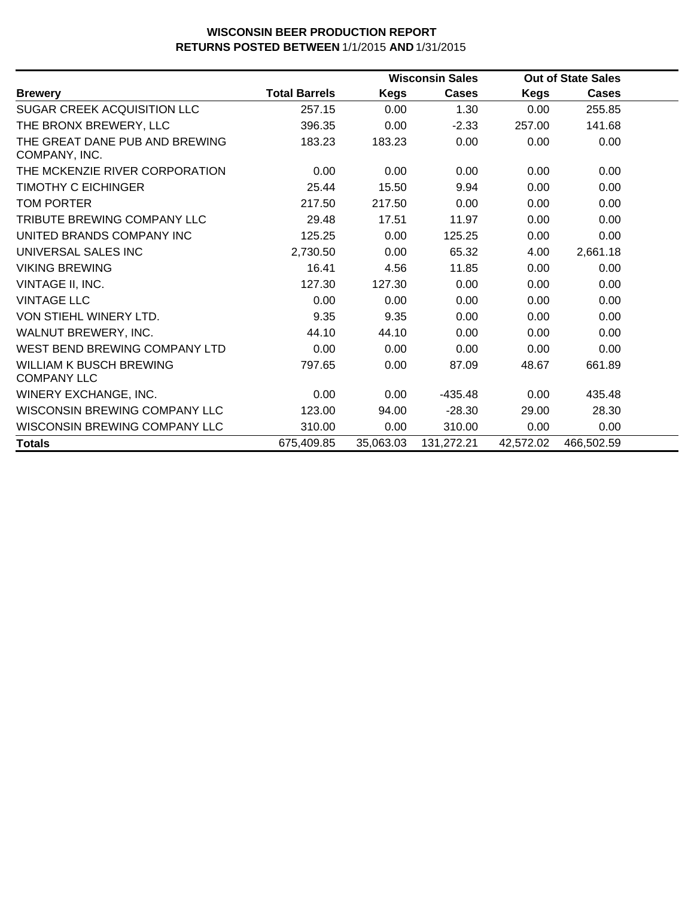**WISCONSIN BEER PRODUCTION REPORT**
**RETURNS POSTED BETWEEN** 1/1/2015 **AND** 1/31/2015

| | | Wisconsin Sales | | Out of State Sales | |
|---|---|---|---|---|---|
| **Brewery** | **Total Barrels** | **Kegs** | **Cases** | **Kegs** | **Cases** |
| SUGAR CREEK ACQUISITION LLC | 257.15 | 0.00 | 1.30 | 0.00 | 255.85 |
| THE BRONX BREWERY, LLC | 396.35 | 0.00 | -2.33 | 257.00 | 141.68 |
| THE GREAT DANE PUB AND BREWING COMPANY, INC. | 183.23 | 183.23 | 0.00 | 0.00 | 0.00 |
| THE MCKENZIE RIVER CORPORATION | 0.00 | 0.00 | 0.00 | 0.00 | 0.00 |
| TIMOTHY C EICHINGER | 25.44 | 15.50 | 9.94 | 0.00 | 0.00 |
| TOM PORTER | 217.50 | 217.50 | 0.00 | 0.00 | 0.00 |
| TRIBUTE BREWING COMPANY LLC | 29.48 | 17.51 | 11.97 | 0.00 | 0.00 |
| UNITED BRANDS COMPANY INC | 125.25 | 0.00 | 125.25 | 0.00 | 0.00 |
| UNIVERSAL SALES INC | 2,730.50 | 0.00 | 65.32 | 4.00 | 2,661.18 |
| VIKING BREWING | 16.41 | 4.56 | 11.85 | 0.00 | 0.00 |
| VINTAGE II, INC. | 127.30 | 127.30 | 0.00 | 0.00 | 0.00 |
| VINTAGE LLC | 0.00 | 0.00 | 0.00 | 0.00 | 0.00 |
| VON STIEHL WINERY LTD. | 9.35 | 9.35 | 0.00 | 0.00 | 0.00 |
| WALNUT BREWERY, INC. | 44.10 | 44.10 | 0.00 | 0.00 | 0.00 |
| WEST BEND BREWING COMPANY LTD | 0.00 | 0.00 | 0.00 | 0.00 | 0.00 |
| WILLIAM K BUSCH BREWING COMPANY LLC | 797.65 | 0.00 | 87.09 | 48.67 | 661.89 |
| WINERY EXCHANGE, INC. | 0.00 | 0.00 | -435.48 | 0.00 | 435.48 |
| WISCONSIN BREWING COMPANY LLC | 123.00 | 94.00 | -28.30 | 29.00 | 28.30 |
| WISCONSIN BREWING COMPANY LLC | 310.00 | 0.00 | 310.00 | 0.00 | 0.00 |
| **Totals** | 675,409.85 | 35,063.03 | 131,272.21 | 42,572.02 | 466,502.59 |